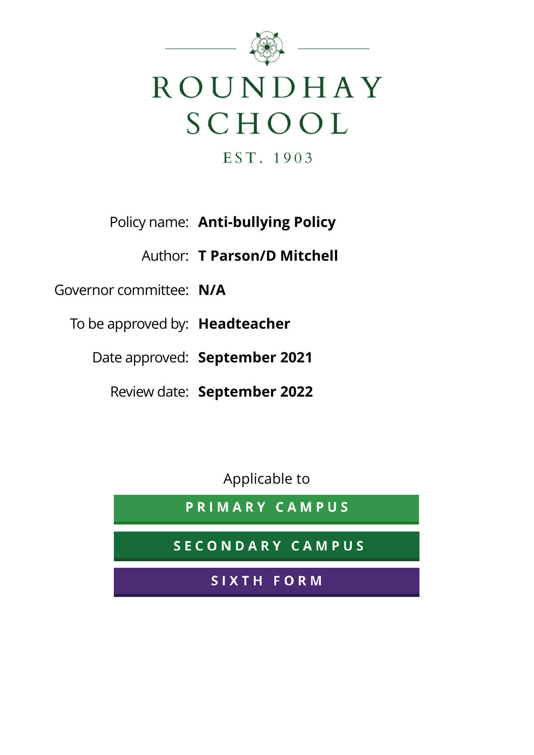# ROUNDHAY SCHOOL

EST. 1903

| | |
|---|---|
| Policy name: | **Anti-bullying Policy** |
| Author: | **T Parson/D Mitchell** |
| Governor committee: | **N/A** |
| To be approved by: | **Headteacher** |
| Date approved: | **September 2021** |
| Review date: | **September 2022** |

Applicable to

**PRIMARY CAMPUS**

**SECONDARY CAMPUS**

**SIXTH FORM**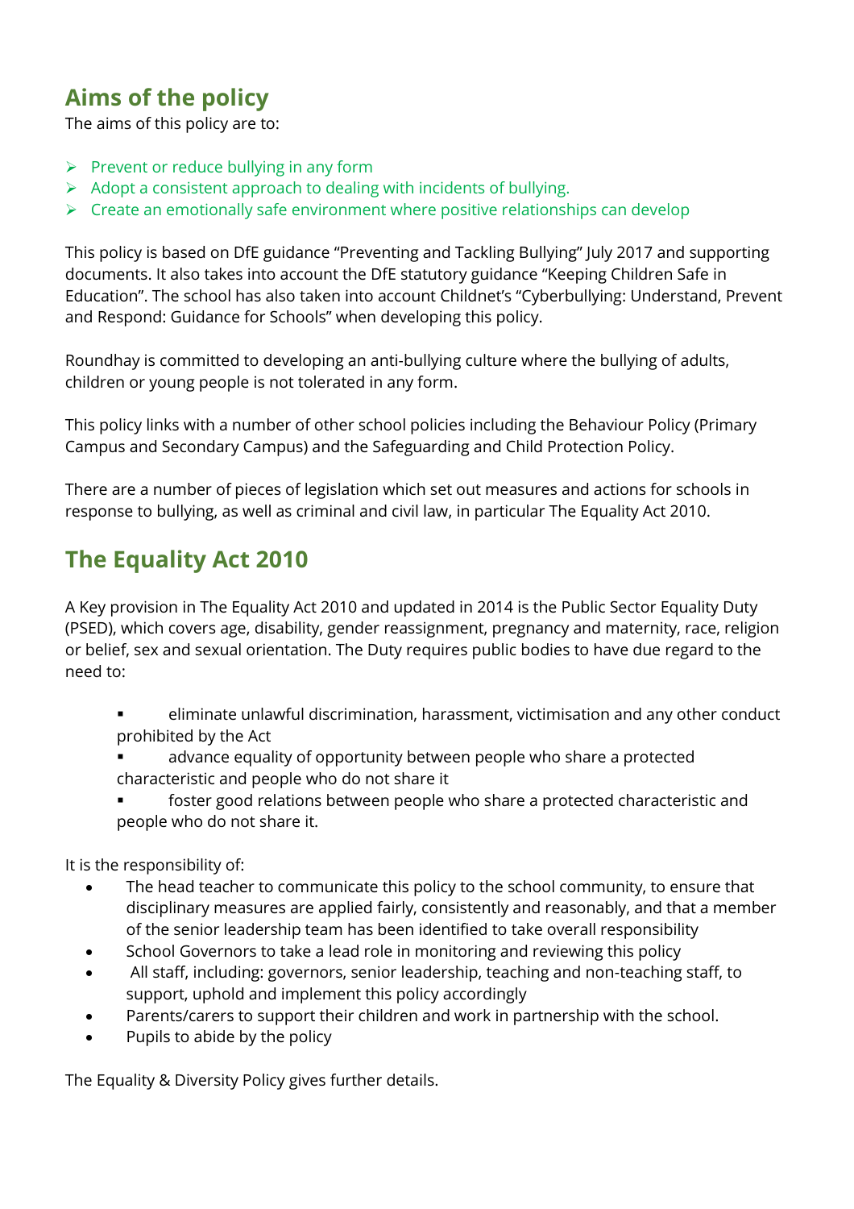## Aims of the policy

The aims of this policy are to:

- Prevent or reduce bullying in any form
- Adopt a consistent approach to dealing with incidents of bullying.
- Create an emotionally safe environment where positive relationships can develop

This policy is based on DfE guidance "Preventing and Tackling Bullying" July 2017 and supporting documents. It also takes into account the DfE statutory guidance "Keeping Children Safe in Education". The school has also taken into account Childnet's "Cyberbullying: Understand, Prevent and Respond: Guidance for Schools" when developing this policy.

Roundhay is committed to developing an anti-bullying culture where the bullying of adults, children or young people is not tolerated in any form.

This policy links with a number of other school policies including the Behaviour Policy (Primary Campus and Secondary Campus) and the Safeguarding and Child Protection Policy.

There are a number of pieces of legislation which set out measures and actions for schools in response to bullying, as well as criminal and civil law, in particular The Equality Act 2010.

## The Equality Act 2010

A Key provision in The Equality Act 2010 and updated in 2014 is the Public Sector Equality Duty (PSED), which covers age, disability, gender reassignment, pregnancy and maternity, race, religion or belief, sex and sexual orientation. The Duty requires public bodies to have due regard to the need to:

- eliminate unlawful discrimination, harassment, victimisation and any other conduct prohibited by the Act
- advance equality of opportunity between people who share a protected characteristic and people who do not share it
- foster good relations between people who share a protected characteristic and people who do not share it.

It is the responsibility of:

- The head teacher to communicate this policy to the school community, to ensure that disciplinary measures are applied fairly, consistently and reasonably, and that a member of the senior leadership team has been identified to take overall responsibility
- School Governors to take a lead role in monitoring and reviewing this policy
- All staff, including: governors, senior leadership, teaching and non-teaching staff, to support, uphold and implement this policy accordingly
- Parents/carers to support their children and work in partnership with the school.
- Pupils to abide by the policy

The Equality & Diversity Policy gives further details.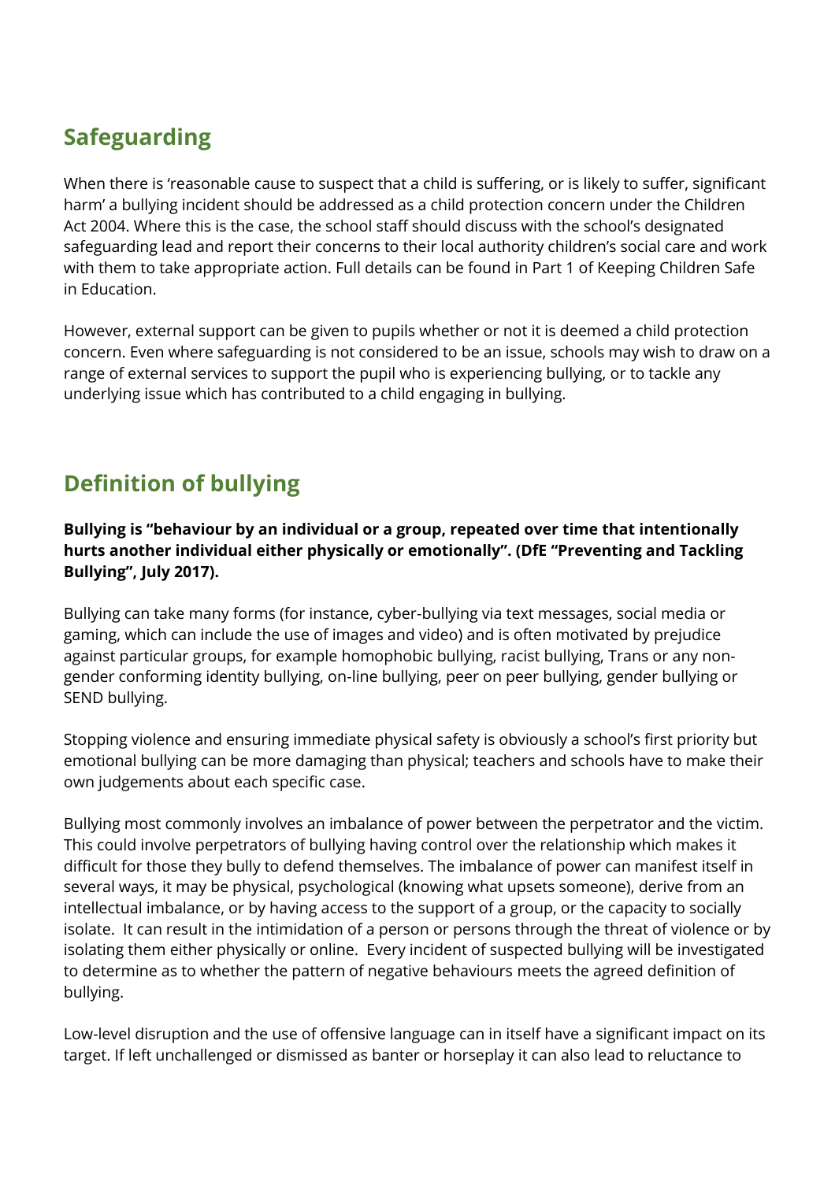## Safeguarding

When there is 'reasonable cause to suspect that a child is suffering, or is likely to suffer, significant harm' a bullying incident should be addressed as a child protection concern under the Children Act 2004. Where this is the case, the school staff should discuss with the school's designated safeguarding lead and report their concerns to their local authority children's social care and work with them to take appropriate action. Full details can be found in Part 1 of Keeping Children Safe in Education.

However, external support can be given to pupils whether or not it is deemed a child protection concern. Even where safeguarding is not considered to be an issue, schools may wish to draw on a range of external services to support the pupil who is experiencing bullying, or to tackle any underlying issue which has contributed to a child engaging in bullying.

## Definition of bullying

**Bullying is "behaviour by an individual or a group, repeated over time that intentionally hurts another individual either physically or emotionally". (DfE "Preventing and Tackling Bullying", July 2017).**

Bullying can take many forms (for instance, cyber-bullying via text messages, social media or gaming, which can include the use of images and video) and is often motivated by prejudice against particular groups, for example homophobic bullying, racist bullying, Trans or any non-gender conforming identity bullying, on-line bullying, peer on peer bullying, gender bullying or SEND bullying.

Stopping violence and ensuring immediate physical safety is obviously a school's first priority but emotional bullying can be more damaging than physical; teachers and schools have to make their own judgements about each specific case.

Bullying most commonly involves an imbalance of power between the perpetrator and the victim. This could involve perpetrators of bullying having control over the relationship which makes it difficult for those they bully to defend themselves. The imbalance of power can manifest itself in several ways, it may be physical, psychological (knowing what upsets someone), derive from an intellectual imbalance, or by having access to the support of a group, or the capacity to socially isolate. It can result in the intimidation of a person or persons through the threat of violence or by isolating them either physically or online. Every incident of suspected bullying will be investigated to determine as to whether the pattern of negative behaviours meets the agreed definition of bullying.

Low-level disruption and the use of offensive language can in itself have a significant impact on its target. If left unchallenged or dismissed as banter or horseplay it can also lead to reluctance to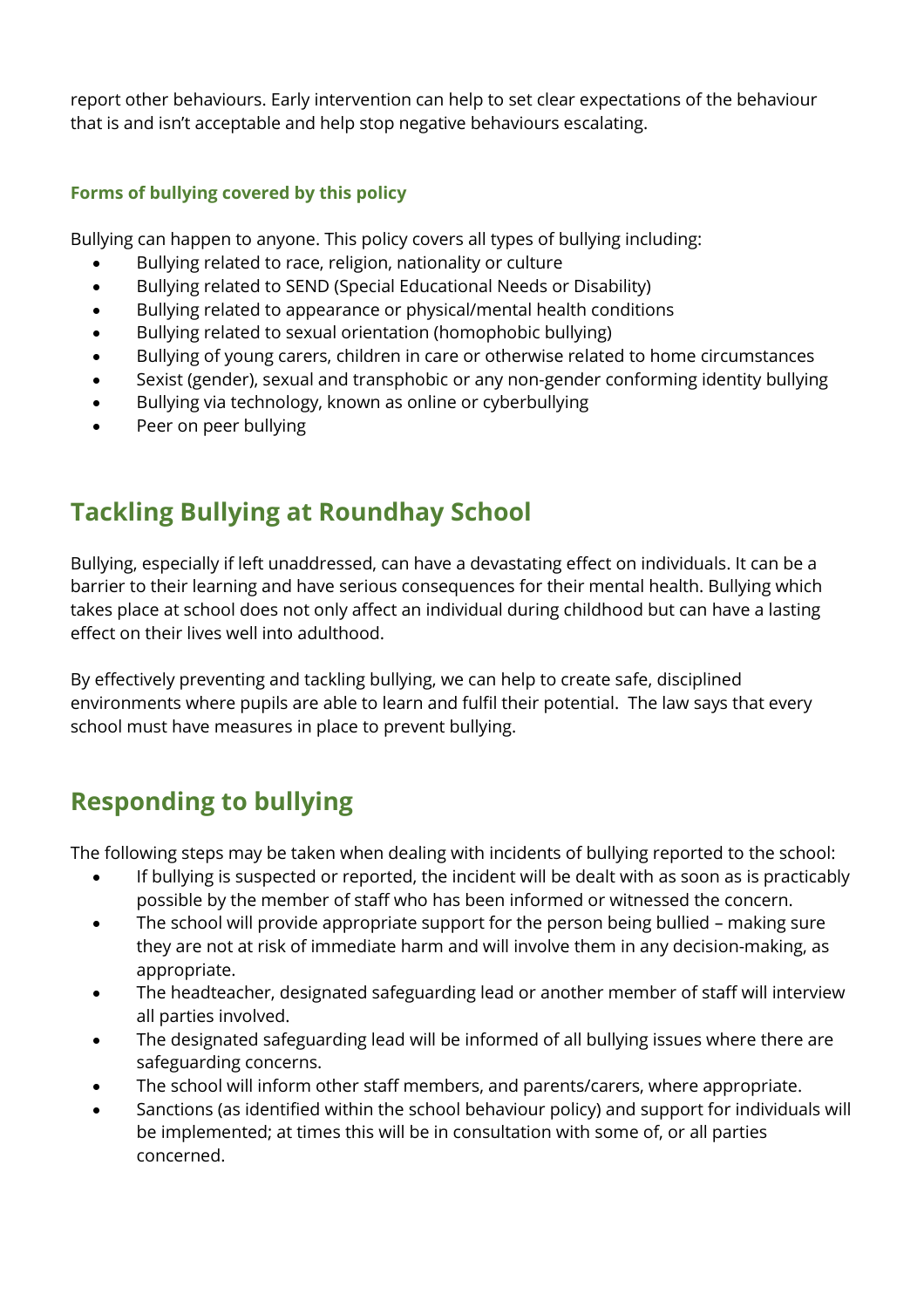report other behaviours. Early intervention can help to set clear expectations of the behaviour that is and isn't acceptable and help stop negative behaviours escalating.

### Forms of bullying covered by this policy

Bullying can happen to anyone. This policy covers all types of bullying including:

- Bullying related to race, religion, nationality or culture
- Bullying related to SEND (Special Educational Needs or Disability)
- Bullying related to appearance or physical/mental health conditions
- Bullying related to sexual orientation (homophobic bullying)
- Bullying of young carers, children in care or otherwise related to home circumstances
- Sexist (gender), sexual and transphobic or any non-gender conforming identity bullying
- Bullying via technology, known as online or cyberbullying
- Peer on peer bullying

## Tackling Bullying at Roundhay School

Bullying, especially if left unaddressed, can have a devastating effect on individuals. It can be a barrier to their learning and have serious consequences for their mental health. Bullying which takes place at school does not only affect an individual during childhood but can have a lasting effect on their lives well into adulthood.

By effectively preventing and tackling bullying, we can help to create safe, disciplined environments where pupils are able to learn and fulfil their potential. The law says that every school must have measures in place to prevent bullying.

## Responding to bullying

The following steps may be taken when dealing with incidents of bullying reported to the school:

- If bullying is suspected or reported, the incident will be dealt with as soon as is practicably possible by the member of staff who has been informed or witnessed the concern.
- The school will provide appropriate support for the person being bullied – making sure they are not at risk of immediate harm and will involve them in any decision-making, as appropriate.
- The headteacher, designated safeguarding lead or another member of staff will interview all parties involved.
- The designated safeguarding lead will be informed of all bullying issues where there are safeguarding concerns.
- The school will inform other staff members, and parents/carers, where appropriate.
- Sanctions (as identified within the school behaviour policy) and support for individuals will be implemented; at times this will be in consultation with some of, or all parties concerned.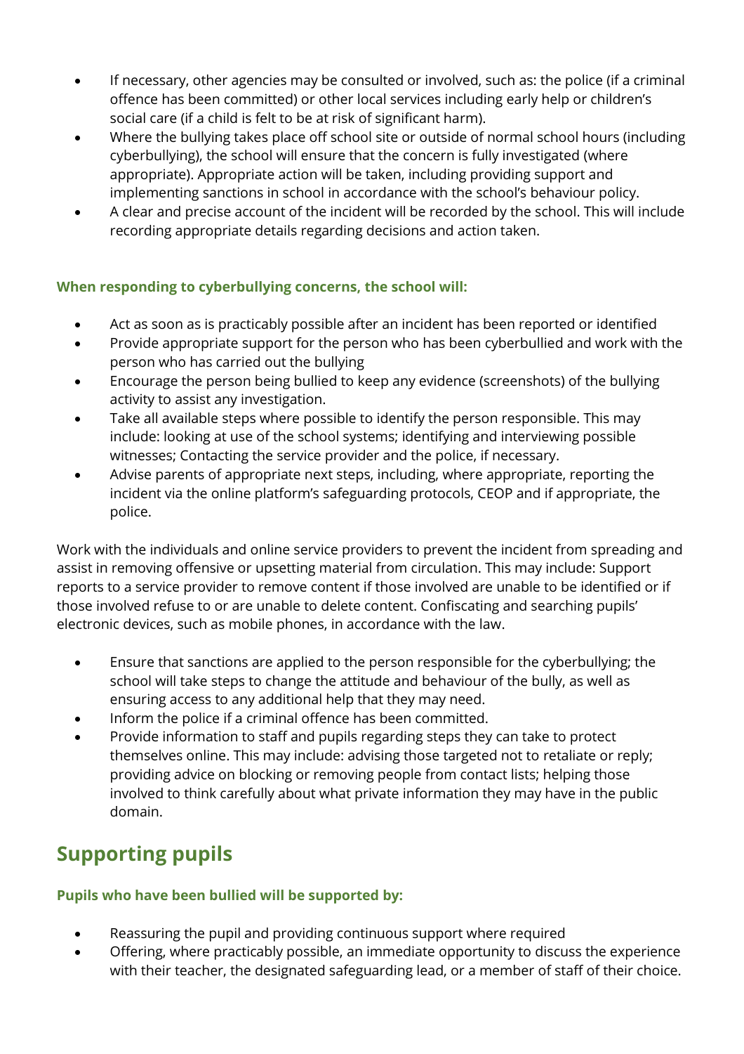- If necessary, other agencies may be consulted or involved, such as: the police (if a criminal offence has been committed) or other local services including early help or children's social care (if a child is felt to be at risk of significant harm).
- Where the bullying takes place off school site or outside of normal school hours (including cyberbullying), the school will ensure that the concern is fully investigated (where appropriate). Appropriate action will be taken, including providing support and implementing sanctions in school in accordance with the school's behaviour policy.
- A clear and precise account of the incident will be recorded by the school. This will include recording appropriate details regarding decisions and action taken.

### When responding to cyberbullying concerns, the school will:

- Act as soon as is practicably possible after an incident has been reported or identified
- Provide appropriate support for the person who has been cyberbullied and work with the person who has carried out the bullying
- Encourage the person being bullied to keep any evidence (screenshots) of the bullying activity to assist any investigation.
- Take all available steps where possible to identify the person responsible. This may include: looking at use of the school systems; identifying and interviewing possible witnesses; Contacting the service provider and the police, if necessary.
- Advise parents of appropriate next steps, including, where appropriate, reporting the incident via the online platform's safeguarding protocols, CEOP and if appropriate, the police.

Work with the individuals and online service providers to prevent the incident from spreading and assist in removing offensive or upsetting material from circulation. This may include: Support reports to a service provider to remove content if those involved are unable to be identified or if those involved refuse to or are unable to delete content. Confiscating and searching pupils' electronic devices, such as mobile phones, in accordance with the law.

- Ensure that sanctions are applied to the person responsible for the cyberbullying; the school will take steps to change the attitude and behaviour of the bully, as well as ensuring access to any additional help that they may need.
- Inform the police if a criminal offence has been committed.
- Provide information to staff and pupils regarding steps they can take to protect themselves online. This may include: advising those targeted not to retaliate or reply; providing advice on blocking or removing people from contact lists; helping those involved to think carefully about what private information they may have in the public domain.

## Supporting pupils

### Pupils who have been bullied will be supported by:

- Reassuring the pupil and providing continuous support where required
- Offering, where practicably possible, an immediate opportunity to discuss the experience with their teacher, the designated safeguarding lead, or a member of staff of their choice.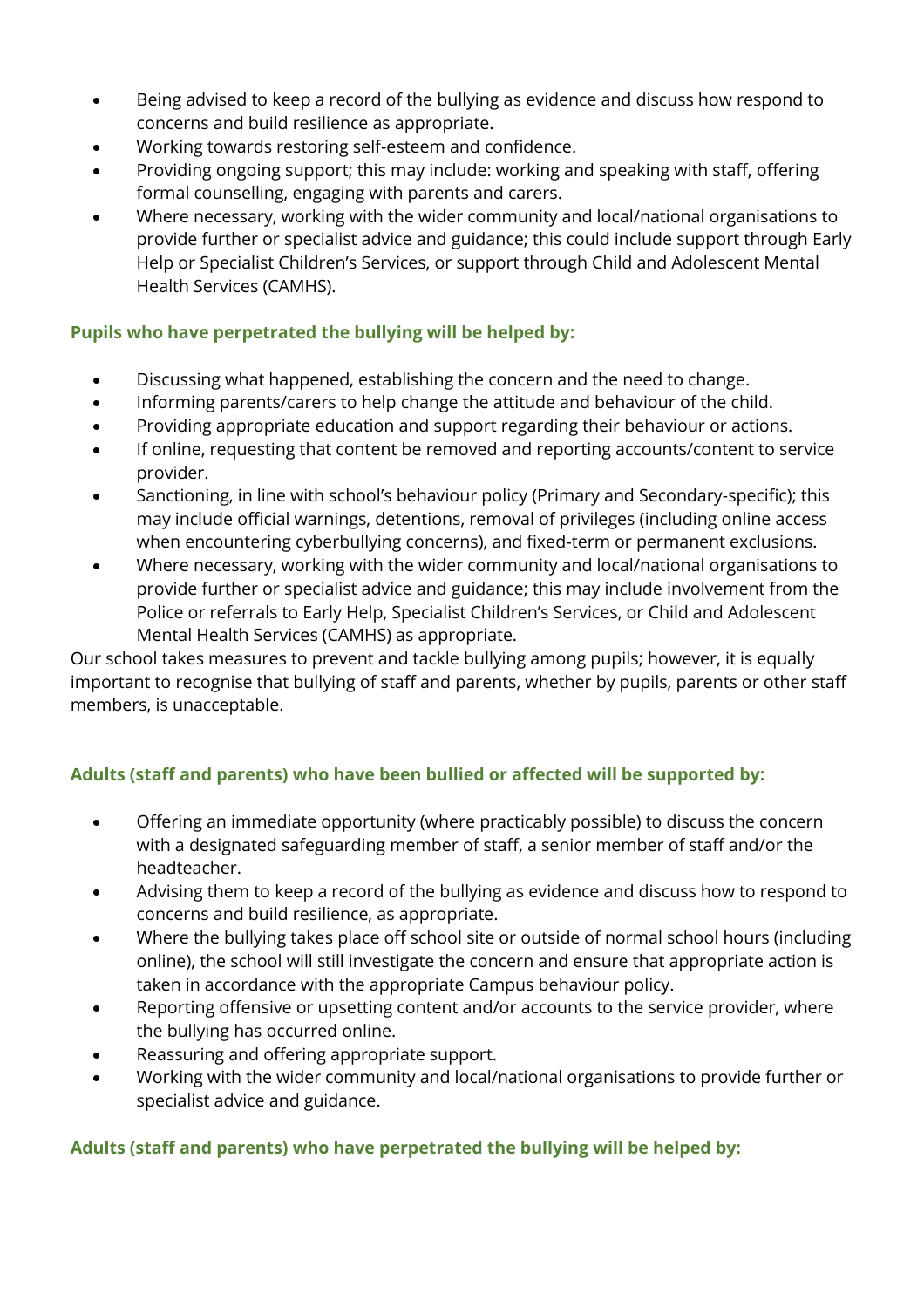- Being advised to keep a record of the bullying as evidence and discuss how respond to concerns and build resilience as appropriate.
- Working towards restoring self-esteem and confidence.
- Providing ongoing support; this may include: working and speaking with staff, offering formal counselling, engaging with parents and carers.
- Where necessary, working with the wider community and local/national organisations to provide further or specialist advice and guidance; this could include support through Early Help or Specialist Children's Services, or support through Child and Adolescent Mental Health Services (CAMHS).

### Pupils who have perpetrated the bullying will be helped by:

- Discussing what happened, establishing the concern and the need to change.
- Informing parents/carers to help change the attitude and behaviour of the child.
- Providing appropriate education and support regarding their behaviour or actions.
- If online, requesting that content be removed and reporting accounts/content to service provider.
- Sanctioning, in line with school's behaviour policy (Primary and Secondary-specific); this may include official warnings, detentions, removal of privileges (including online access when encountering cyberbullying concerns), and fixed-term or permanent exclusions.
- Where necessary, working with the wider community and local/national organisations to provide further or specialist advice and guidance; this may include involvement from the Police or referrals to Early Help, Specialist Children's Services, or Child and Adolescent Mental Health Services (CAMHS) as appropriate.

Our school takes measures to prevent and tackle bullying among pupils; however, it is equally important to recognise that bullying of staff and parents, whether by pupils, parents or other staff members, is unacceptable.

### Adults (staff and parents) who have been bullied or affected will be supported by:

- Offering an immediate opportunity (where practicably possible) to discuss the concern with a designated safeguarding member of staff, a senior member of staff and/or the headteacher.
- Advising them to keep a record of the bullying as evidence and discuss how to respond to concerns and build resilience, as appropriate.
- Where the bullying takes place off school site or outside of normal school hours (including online), the school will still investigate the concern and ensure that appropriate action is taken in accordance with the appropriate Campus behaviour policy.
- Reporting offensive or upsetting content and/or accounts to the service provider, where the bullying has occurred online.
- Reassuring and offering appropriate support.
- Working with the wider community and local/national organisations to provide further or specialist advice and guidance.

### Adults (staff and parents) who have perpetrated the bullying will be helped by: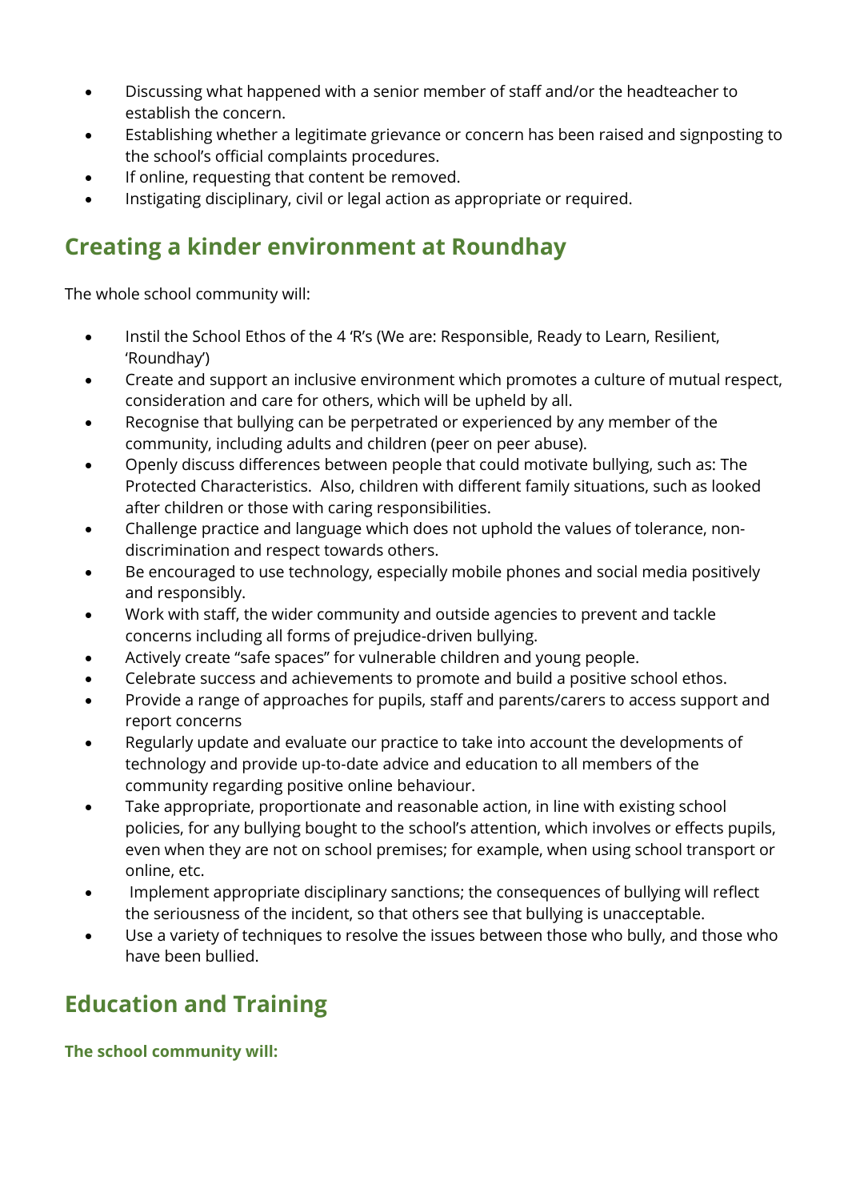- Discussing what happened with a senior member of staff and/or the headteacher to establish the concern.
- Establishing whether a legitimate grievance or concern has been raised and signposting to the school's official complaints procedures.
- If online, requesting that content be removed.
- Instigating disciplinary, civil or legal action as appropriate or required.

## Creating a kinder environment at Roundhay

The whole school community will:

- Instil the School Ethos of the 4 'R's (We are: Responsible, Ready to Learn, Resilient, 'Roundhay')
- Create and support an inclusive environment which promotes a culture of mutual respect, consideration and care for others, which will be upheld by all.
- Recognise that bullying can be perpetrated or experienced by any member of the community, including adults and children (peer on peer abuse).
- Openly discuss differences between people that could motivate bullying, such as: The Protected Characteristics. Also, children with different family situations, such as looked after children or those with caring responsibilities.
- Challenge practice and language which does not uphold the values of tolerance, non-discrimination and respect towards others.
- Be encouraged to use technology, especially mobile phones and social media positively and responsibly.
- Work with staff, the wider community and outside agencies to prevent and tackle concerns including all forms of prejudice-driven bullying.
- Actively create "safe spaces" for vulnerable children and young people.
- Celebrate success and achievements to promote and build a positive school ethos.
- Provide a range of approaches for pupils, staff and parents/carers to access support and report concerns
- Regularly update and evaluate our practice to take into account the developments of technology and provide up-to-date advice and education to all members of the community regarding positive online behaviour.
- Take appropriate, proportionate and reasonable action, in line with existing school policies, for any bullying bought to the school's attention, which involves or effects pupils, even when they are not on school premises; for example, when using school transport or online, etc.
- Implement appropriate disciplinary sanctions; the consequences of bullying will reflect the seriousness of the incident, so that others see that bullying is unacceptable.
- Use a variety of techniques to resolve the issues between those who bully, and those who have been bullied.

## Education and Training

**The school community will:**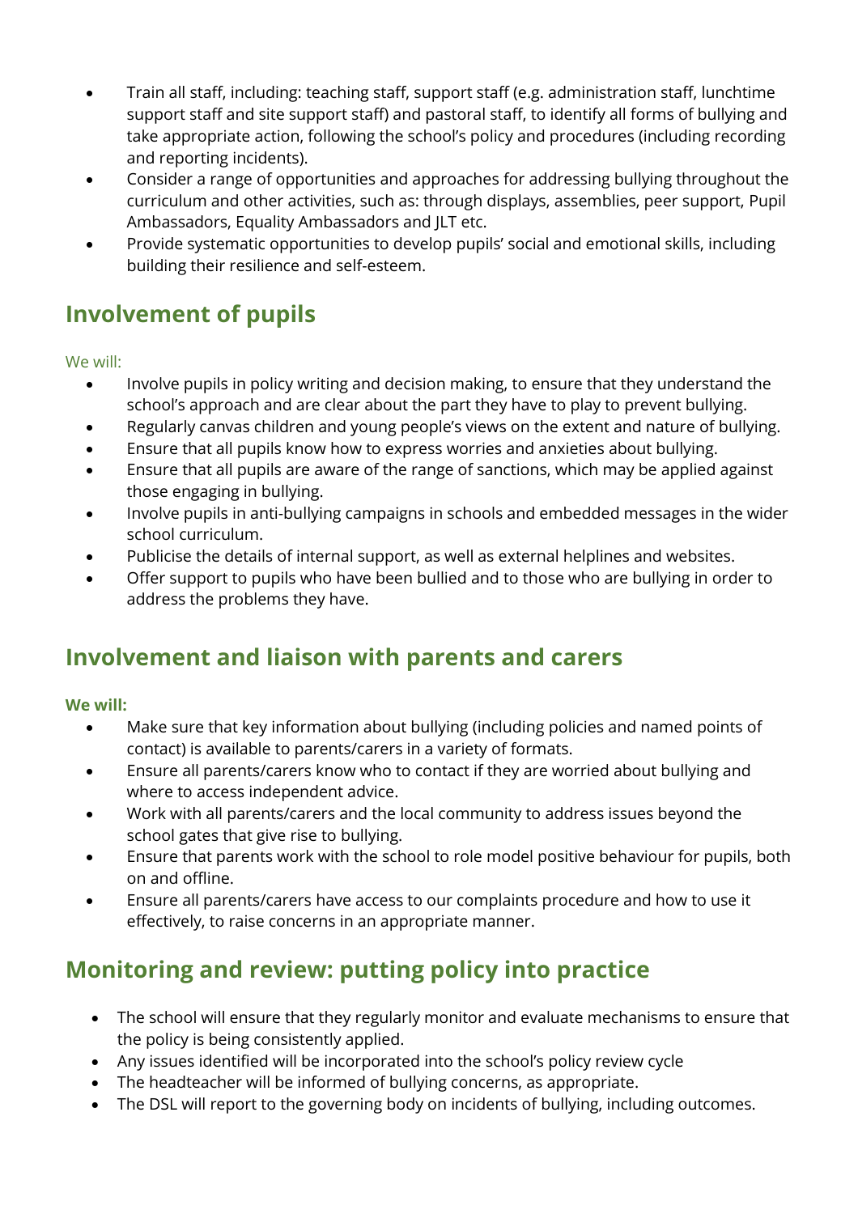- Train all staff, including: teaching staff, support staff (e.g. administration staff, lunchtime support staff and site support staff) and pastoral staff, to identify all forms of bullying and take appropriate action, following the school's policy and procedures (including recording and reporting incidents).
- Consider a range of opportunities and approaches for addressing bullying throughout the curriculum and other activities, such as: through displays, assemblies, peer support, Pupil Ambassadors, Equality Ambassadors and JLT etc.
- Provide systematic opportunities to develop pupils' social and emotional skills, including building their resilience and self-esteem.

## Involvement of pupils

We will:

- Involve pupils in policy writing and decision making, to ensure that they understand the school's approach and are clear about the part they have to play to prevent bullying.
- Regularly canvas children and young people's views on the extent and nature of bullying.
- Ensure that all pupils know how to express worries and anxieties about bullying.
- Ensure that all pupils are aware of the range of sanctions, which may be applied against those engaging in bullying.
- Involve pupils in anti-bullying campaigns in schools and embedded messages in the wider school curriculum.
- Publicise the details of internal support, as well as external helplines and websites.
- Offer support to pupils who have been bullied and to those who are bullying in order to address the problems they have.

## Involvement and liaison with parents and carers

**We will:**

- Make sure that key information about bullying (including policies and named points of contact) is available to parents/carers in a variety of formats.
- Ensure all parents/carers know who to contact if they are worried about bullying and where to access independent advice.
- Work with all parents/carers and the local community to address issues beyond the school gates that give rise to bullying.
- Ensure that parents work with the school to role model positive behaviour for pupils, both on and offline.
- Ensure all parents/carers have access to our complaints procedure and how to use it effectively, to raise concerns in an appropriate manner.

## Monitoring and review: putting policy into practice

- The school will ensure that they regularly monitor and evaluate mechanisms to ensure that the policy is being consistently applied.
- Any issues identified will be incorporated into the school's policy review cycle
- The headteacher will be informed of bullying concerns, as appropriate.
- The DSL will report to the governing body on incidents of bullying, including outcomes.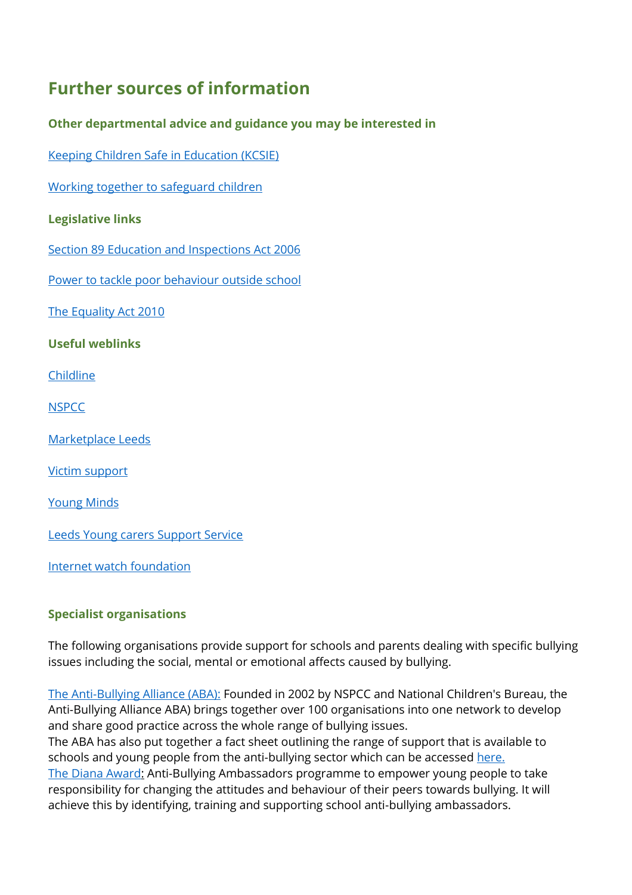## Further sources of information

### Other departmental advice and guidance you may be interested in

Keeping Children Safe in Education (KCSIE)

Working together to safeguard children

### Legislative links

Section 89 Education and Inspections Act 2006

Power to tackle poor behaviour outside school

The Equality Act 2010

### Useful weblinks

Childline

NSPCC

Marketplace Leeds

Victim support

Young Minds

Leeds Young carers Support Service

Internet watch foundation

### Specialist organisations

The following organisations provide support for schools and parents dealing with specific bullying issues including the social, mental or emotional affects caused by bullying.

The Anti-Bullying Alliance (ABA): Founded in 2002 by NSPCC and National Children's Bureau, the Anti-Bullying Alliance ABA) brings together over 100 organisations into one network to develop and share good practice across the whole range of bullying issues.
The ABA has also put together a fact sheet outlining the range of support that is available to schools and young people from the anti-bullying sector which can be accessed here.
The Diana Award: Anti-Bullying Ambassadors programme to empower young people to take responsibility for changing the attitudes and behaviour of their peers towards bullying. It will achieve this by identifying, training and supporting school anti-bullying ambassadors.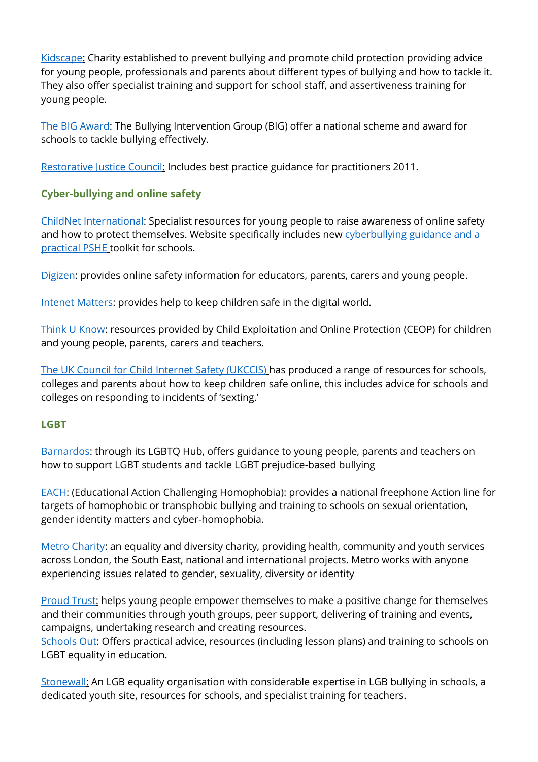Kidscape: Charity established to prevent bullying and promote child protection providing advice for young people, professionals and parents about different types of bullying and how to tackle it. They also offer specialist training and support for school staff, and assertiveness training for young people.

The BIG Award: The Bullying Intervention Group (BIG) offer a national scheme and award for schools to tackle bullying effectively.

Restorative Justice Council: Includes best practice guidance for practitioners 2011.

### Cyber-bullying and online safety

ChildNet International: Specialist resources for young people to raise awareness of online safety and how to protect themselves. Website specifically includes new cyberbullying guidance and a practical PSHE toolkit for schools.

Digizen: provides online safety information for educators, parents, carers and young people.

Intenet Matters: provides help to keep children safe in the digital world.

Think U Know: resources provided by Child Exploitation and Online Protection (CEOP) for children and young people, parents, carers and teachers.

The UK Council for Child Internet Safety (UKCCIS) has produced a range of resources for schools, colleges and parents about how to keep children safe online, this includes advice for schools and colleges on responding to incidents of 'sexting.'

### LGBT

Barnardos: through its LGBTQ Hub, offers guidance to young people, parents and teachers on how to support LGBT students and tackle LGBT prejudice-based bullying

EACH: (Educational Action Challenging Homophobia): provides a national freephone Action line for targets of homophobic or transphobic bullying and training to schools on sexual orientation, gender identity matters and cyber-homophobia.

Metro Charity: an equality and diversity charity, providing health, community and youth services across London, the South East, national and international projects. Metro works with anyone experiencing issues related to gender, sexuality, diversity or identity

Proud Trust: helps young people empower themselves to make a positive change for themselves and their communities through youth groups, peer support, delivering of training and events, campaigns, undertaking research and creating resources.
Schools Out: Offers practical advice, resources (including lesson plans) and training to schools on LGBT equality in education.

Stonewall: An LGB equality organisation with considerable expertise in LGB bullying in schools, a dedicated youth site, resources for schools, and specialist training for teachers.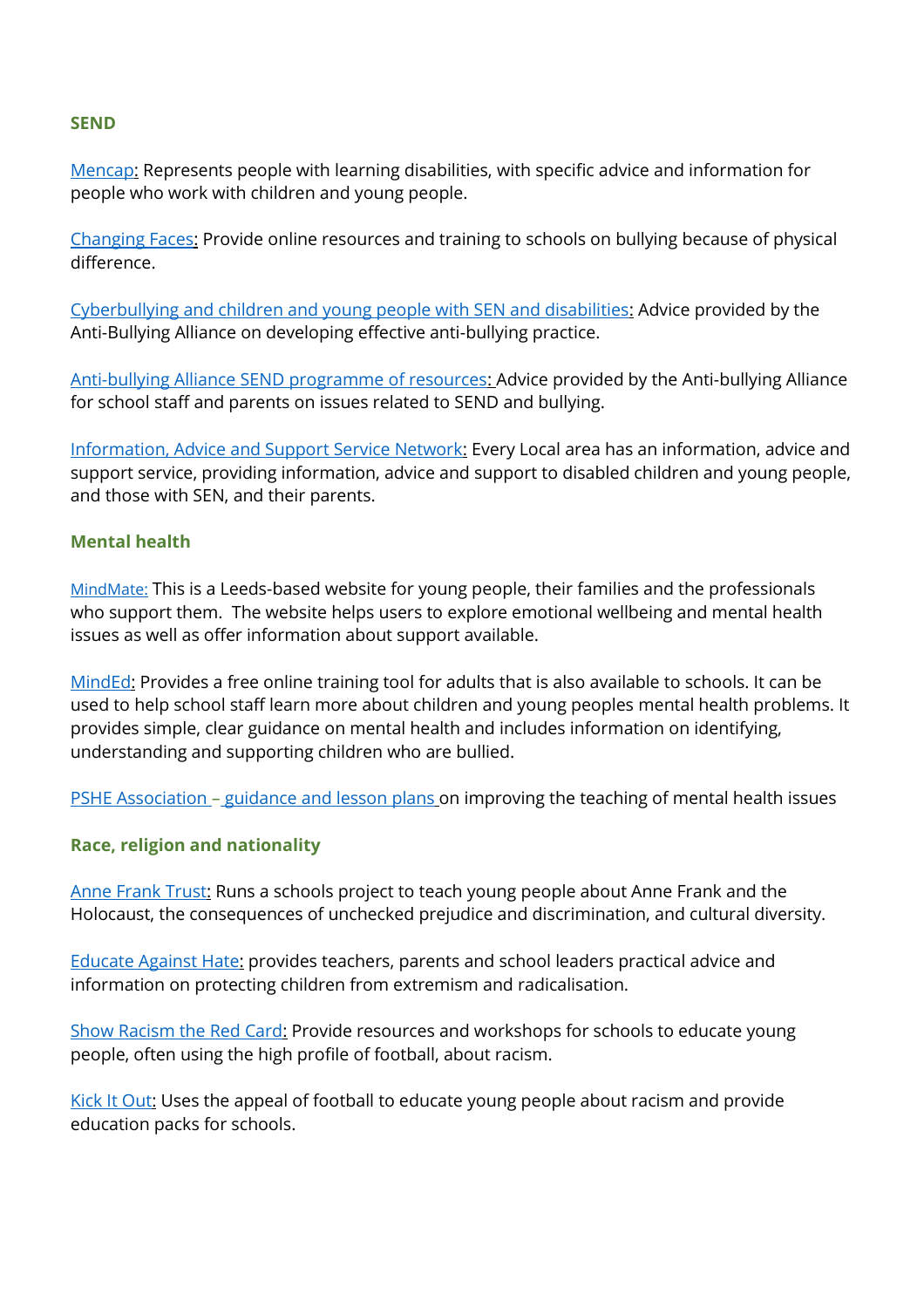### SEND

Mencap: Represents people with learning disabilities, with specific advice and information for people who work with children and young people.

Changing Faces: Provide online resources and training to schools on bullying because of physical difference.

Cyberbullying and children and young people with SEN and disabilities: Advice provided by the Anti-Bullying Alliance on developing effective anti-bullying practice.

Anti-bullying Alliance SEND programme of resources: Advice provided by the Anti-bullying Alliance for school staff and parents on issues related to SEND and bullying.

Information, Advice and Support Service Network: Every Local area has an information, advice and support service, providing information, advice and support to disabled children and young people, and those with SEN, and their parents.

### Mental health

MindMate: This is a Leeds-based website for young people, their families and the professionals who support them. The website helps users to explore emotional wellbeing and mental health issues as well as offer information about support available.

MindEd: Provides a free online training tool for adults that is also available to schools. It can be used to help school staff learn more about children and young peoples mental health problems. It provides simple, clear guidance on mental health and includes information on identifying, understanding and supporting children who are bullied.

PSHE Association – guidance and lesson plans on improving the teaching of mental health issues

### Race, religion and nationality

Anne Frank Trust: Runs a schools project to teach young people about Anne Frank and the Holocaust, the consequences of unchecked prejudice and discrimination, and cultural diversity.

Educate Against Hate: provides teachers, parents and school leaders practical advice and information on protecting children from extremism and radicalisation.

Show Racism the Red Card: Provide resources and workshops for schools to educate young people, often using the high profile of football, about racism.

Kick It Out: Uses the appeal of football to educate young people about racism and provide education packs for schools.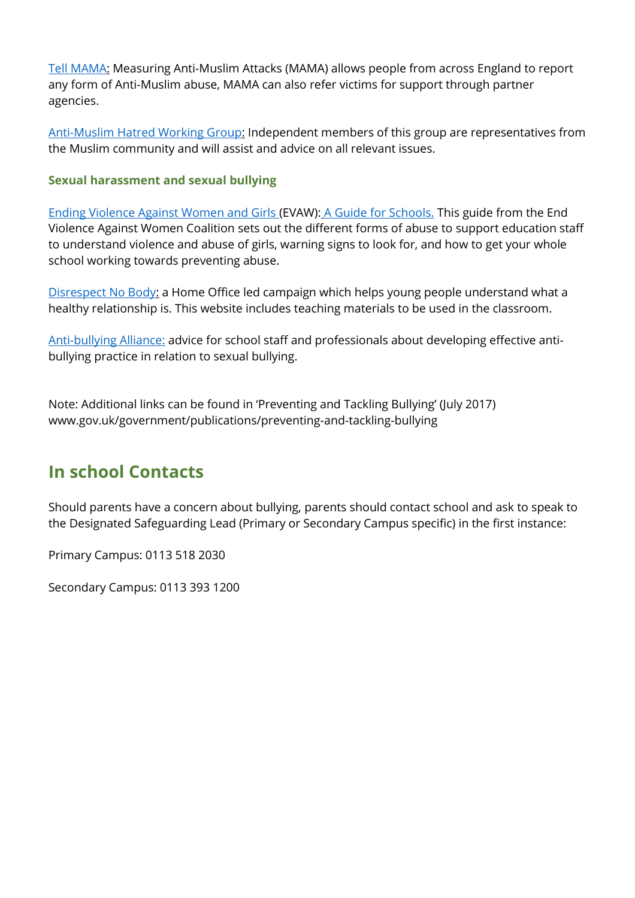Tell MAMA: Measuring Anti-Muslim Attacks (MAMA) allows people from across England to report any form of Anti-Muslim abuse, MAMA can also refer victims for support through partner agencies.

Anti-Muslim Hatred Working Group: Independent members of this group are representatives from the Muslim community and will assist and advice on all relevant issues.

### Sexual harassment and sexual bullying

Ending Violence Against Women and Girls (EVAW): A Guide for Schools. This guide from the End Violence Against Women Coalition sets out the different forms of abuse to support education staff to understand violence and abuse of girls, warning signs to look for, and how to get your whole school working towards preventing abuse.

Disrespect No Body: a Home Office led campaign which helps young people understand what a healthy relationship is. This website includes teaching materials to be used in the classroom.

Anti-bullying Alliance: advice for school staff and professionals about developing effective anti-bullying practice in relation to sexual bullying.

Note: Additional links can be found in 'Preventing and Tackling Bullying' (July 2017) www.gov.uk/government/publications/preventing-and-tackling-bullying

## In school Contacts

Should parents have a concern about bullying, parents should contact school and ask to speak to the Designated Safeguarding Lead (Primary or Secondary Campus specific) in the first instance:

Primary Campus: 0113 518 2030

Secondary Campus: 0113 393 1200